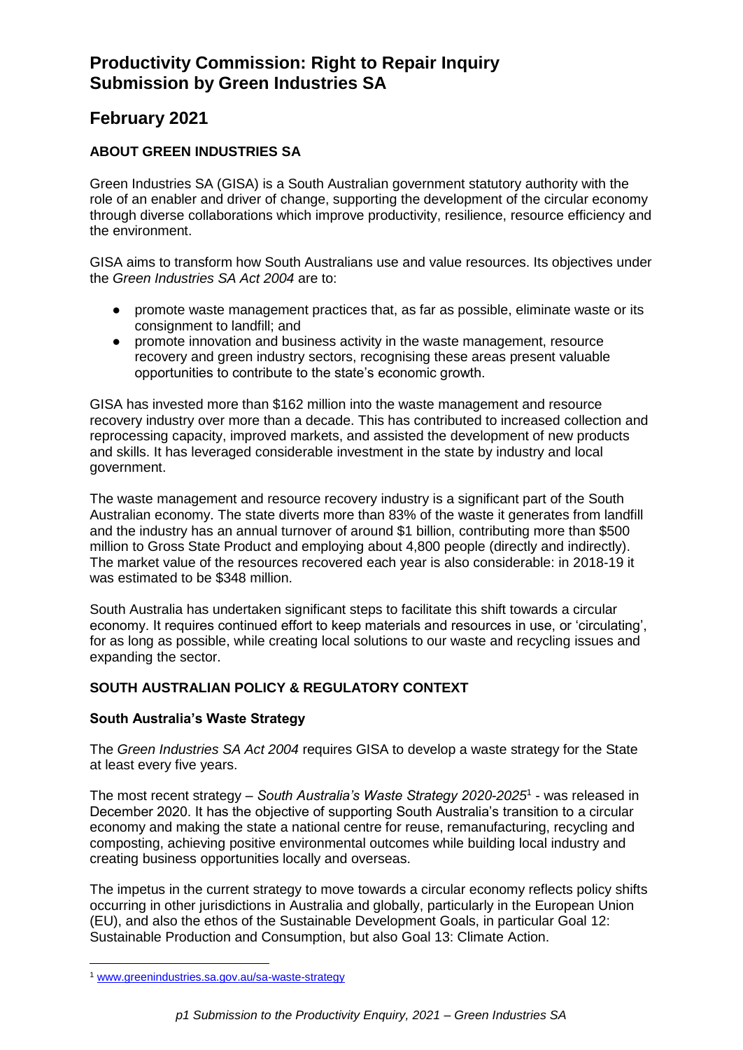# Productivity Commission: Right to Repair Inquiry
# Submission by Green Industries SA

## February 2021

### ABOUT GREEN INDUSTRIES SA

Green Industries SA (GISA) is a South Australian government statutory authority with the role of an enabler and driver of change, supporting the development of the circular economy through diverse collaborations which improve productivity, resilience, resource efficiency and the environment.

GISA aims to transform how South Australians use and value resources. Its objectives under the *Green Industries SA Act 2004* are to:

- promote waste management practices that, as far as possible, eliminate waste or its consignment to landfill; and
- promote innovation and business activity in the waste management, resource recovery and green industry sectors, recognising these areas present valuable opportunities to contribute to the state's economic growth.

GISA has invested more than $162 million into the waste management and resource recovery industry over more than a decade. This has contributed to increased collection and reprocessing capacity, improved markets, and assisted the development of new products and skills. It has leveraged considerable investment in the state by industry and local government.

The waste management and resource recovery industry is a significant part of the South Australian economy. The state diverts more than 83% of the waste it generates from landfill and the industry has an annual turnover of around $1 billion, contributing more than $500 million to Gross State Product and employing about 4,800 people (directly and indirectly). The market value of the resources recovered each year is also considerable: in 2018-19 it was estimated to be $348 million.

South Australia has undertaken significant steps to facilitate this shift towards a circular economy. It requires continued effort to keep materials and resources in use, or 'circulating', for as long as possible, while creating local solutions to our waste and recycling issues and expanding the sector.

### SOUTH AUSTRALIAN POLICY & REGULATORY CONTEXT

#### South Australia's Waste Strategy

The *Green Industries SA Act 2004* requires GISA to develop a waste strategy for the State at least every five years.

The most recent strategy – *South Australia's Waste Strategy 2020-2025*[1] - was released in December 2020. It has the objective of supporting South Australia's transition to a circular economy and making the state a national centre for reuse, remanufacturing, recycling and composting, achieving positive environmental outcomes while building local industry and creating business opportunities locally and overseas.

The impetus in the current strategy to move towards a circular economy reflects policy shifts occurring in other jurisdictions in Australia and globally, particularly in the European Union (EU), and also the ethos of the Sustainable Development Goals, in particular Goal 12: Sustainable Production and Consumption, but also Goal 13: Climate Action.

[1] www.greenindustries.sa.gov.au/sa-waste-strategy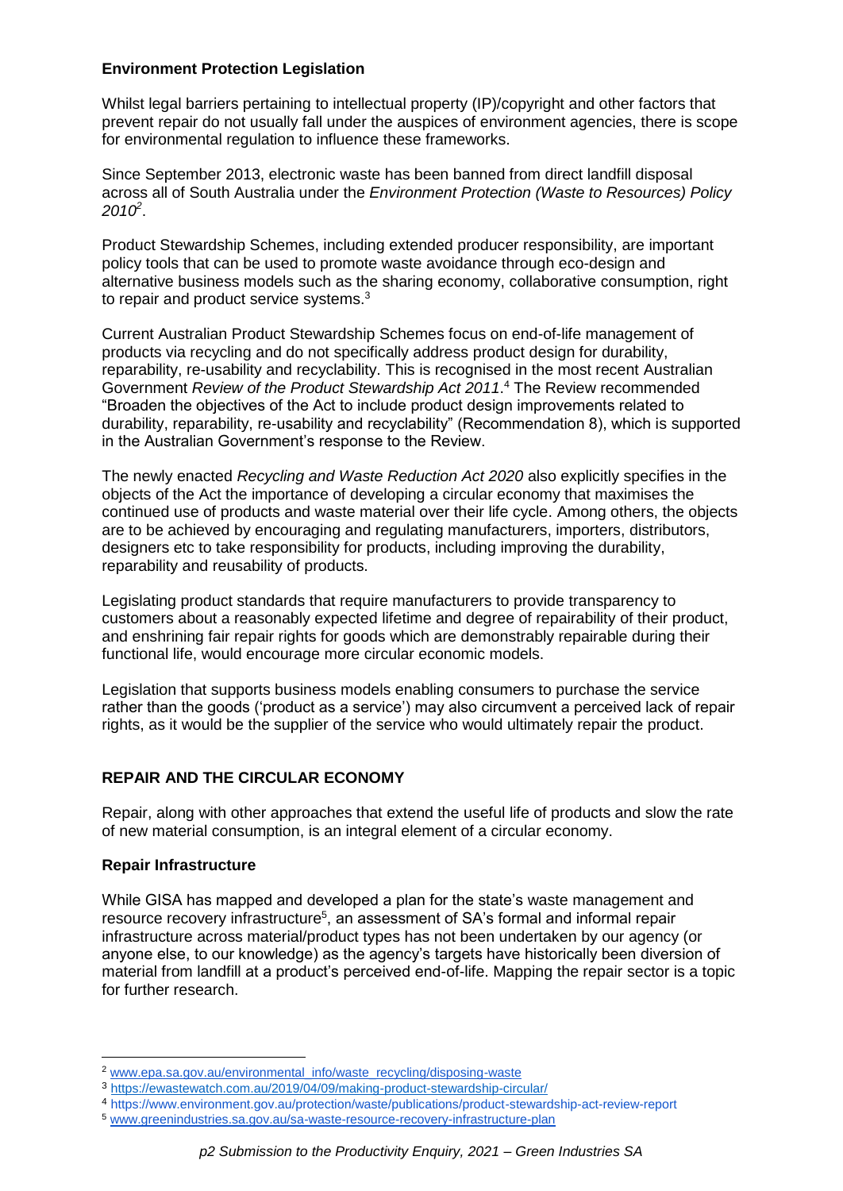### Environment Protection Legislation

Whilst legal barriers pertaining to intellectual property (IP)/copyright and other factors that prevent repair do not usually fall under the auspices of environment agencies, there is scope for environmental regulation to influence these frameworks.

Since September 2013, electronic waste has been banned from direct landfill disposal across all of South Australia under the *Environment Protection (Waste to Resources) Policy 2010*[2].

Product Stewardship Schemes, including extended producer responsibility, are important policy tools that can be used to promote waste avoidance through eco-design and alternative business models such as the sharing economy, collaborative consumption, right to repair and product service systems.[3]

Current Australian Product Stewardship Schemes focus on end-of-life management of products via recycling and do not specifically address product design for durability, reparability, re-usability and recyclability. This is recognised in the most recent Australian Government *Review of the Product Stewardship Act 2011*.[4] The Review recommended "Broaden the objectives of the Act to include product design improvements related to durability, reparability, re-usability and recyclability" (Recommendation 8), which is supported in the Australian Government's response to the Review.

The newly enacted *Recycling and Waste Reduction Act 2020* also explicitly specifies in the objects of the Act the importance of developing a circular economy that maximises the continued use of products and waste material over their life cycle. Among others, the objects are to be achieved by encouraging and regulating manufacturers, importers, distributors, designers etc to take responsibility for products, including improving the durability, reparability and reusability of products.

Legislating product standards that require manufacturers to provide transparency to customers about a reasonably expected lifetime and degree of repairability of their product, and enshrining fair repair rights for goods which are demonstrably repairable during their functional life, would encourage more circular economic models.

Legislation that supports business models enabling consumers to purchase the service rather than the goods ('product as a service') may also circumvent a perceived lack of repair rights, as it would be the supplier of the service who would ultimately repair the product.

## REPAIR AND THE CIRCULAR ECONOMY

Repair, along with other approaches that extend the useful life of products and slow the rate of new material consumption, is an integral element of a circular economy.

### Repair Infrastructure

While GISA has mapped and developed a plan for the state's waste management and resource recovery infrastructure[5], an assessment of SA's formal and informal repair infrastructure across material/product types has not been undertaken by our agency (or anyone else, to our knowledge) as the agency's targets have historically been diversion of material from landfill at a product's perceived end-of-life. Mapping the repair sector is a topic for further research.

---

[2] www.epa.sa.gov.au/environmental_info/waste_recycling/disposing-waste

[3] https://ewastewatch.com.au/2019/04/09/making-product-stewardship-circular/

[4] https://www.environment.gov.au/protection/waste/publications/product-stewardship-act-review-report

[5] www.greenindustries.sa.gov.au/sa-waste-resource-recovery-infrastructure-plan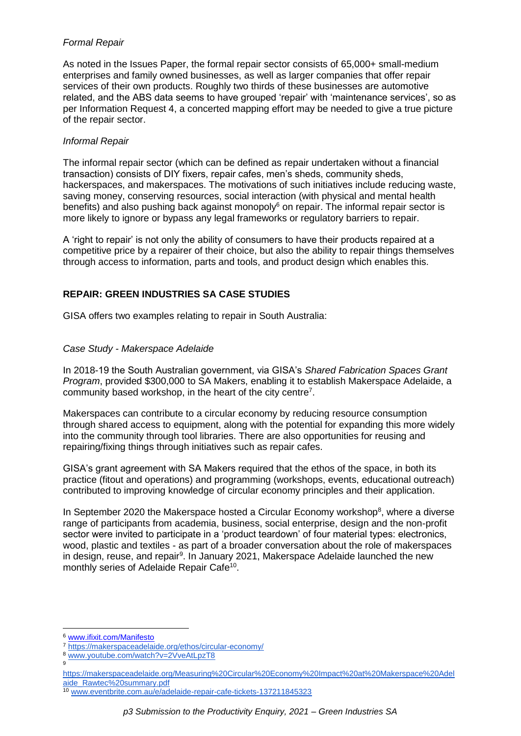*Formal Repair*

As noted in the Issues Paper, the formal repair sector consists of 65,000+ small-medium enterprises and family owned businesses, as well as larger companies that offer repair services of their own products. Roughly two thirds of these businesses are automotive related, and the ABS data seems to have grouped 'repair' with 'maintenance services', so as per Information Request 4, a concerted mapping effort may be needed to give a true picture of the repair sector.

*Informal Repair*

The informal repair sector (which can be defined as repair undertaken without a financial transaction) consists of DIY fixers, repair cafes, men's sheds, community sheds, hackerspaces, and makerspaces. The motivations of such initiatives include reducing waste, saving money, conserving resources, social interaction (with physical and mental health benefits) and also pushing back against monopoly[6] on repair. The informal repair sector is more likely to ignore or bypass any legal frameworks or regulatory barriers to repair.

A 'right to repair' is not only the ability of consumers to have their products repaired at a competitive price by a repairer of their choice, but also the ability to repair things themselves through access to information, parts and tools, and product design which enables this.

## REPAIR: GREEN INDUSTRIES SA CASE STUDIES

GISA offers two examples relating to repair in South Australia:

*Case Study - Makerspace Adelaide*

In 2018-19 the South Australian government, via GISA's *Shared Fabrication Spaces Grant Program*, provided $300,000 to SA Makers, enabling it to establish Makerspace Adelaide, a community based workshop, in the heart of the city centre[7].

Makerspaces can contribute to a circular economy by reducing resource consumption through shared access to equipment, along with the potential for expanding this more widely into the community through tool libraries. There are also opportunities for reusing and repairing/fixing things through initiatives such as repair cafes.

GISA's grant agreement with SA Makers required that the ethos of the space, in both its practice (fitout and operations) and programming (workshops, events, educational outreach) contributed to improving knowledge of circular economy principles and their application.

In September 2020 the Makerspace hosted a Circular Economy workshop[8], where a diverse range of participants from academia, business, social enterprise, design and the non-profit sector were invited to participate in a 'product teardown' of four material types: electronics, wood, plastic and textiles - as part of a broader conversation about the role of makerspaces in design, reuse, and repair[9]. In January 2021, Makerspace Adelaide launched the new monthly series of Adelaide Repair Cafe[10].

---

[6] www.ifixit.com/Manifesto

[7] https://makerspaceadelaide.org/ethos/circular-economy/

[8] www.youtube.com/watch?v=2VveAtLpzT8

[9] https://makerspaceadelaide.org/Measuring%20Circular%20Economy%20Impact%20at%20Makerspace%20Adelaide_Rawtec%20summary.pdf

[10] www.eventbrite.com.au/e/adelaide-repair-cafe-tickets-137211845323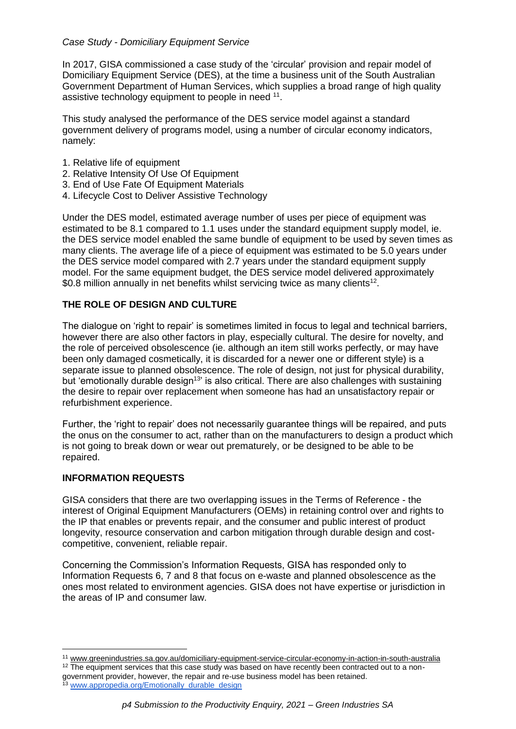*Case Study - Domiciliary Equipment Service*

In 2017, GISA commissioned a case study of the 'circular' provision and repair model of Domiciliary Equipment Service (DES), at the time a business unit of the South Australian Government Department of Human Services, which supplies a broad range of high quality assistive technology equipment to people in need [11].

This study analysed the performance of the DES service model against a standard government delivery of programs model, using a number of circular economy indicators, namely:

1. Relative life of equipment
2. Relative Intensity Of Use Of Equipment
3. End of Use Fate Of Equipment Materials
4. Lifecycle Cost to Deliver Assistive Technology

Under the DES model, estimated average number of uses per piece of equipment was estimated to be 8.1 compared to 1.1 uses under the standard equipment supply model, ie. the DES service model enabled the same bundle of equipment to be used by seven times as many clients. The average life of a piece of equipment was estimated to be 5.0 years under the DES service model compared with 2.7 years under the standard equipment supply model. For the same equipment budget, the DES service model delivered approximately $0.8 million annually in net benefits whilst servicing twice as many clients[12].

## THE ROLE OF DESIGN AND CULTURE

The dialogue on 'right to repair' is sometimes limited in focus to legal and technical barriers, however there are also other factors in play, especially cultural. The desire for novelty, and the role of perceived obsolescence (ie. although an item still works perfectly, or may have been only damaged cosmetically, it is discarded for a newer one or different style) is a separate issue to planned obsolescence. The role of design, not just for physical durability, but 'emotionally durable design[13]' is also critical. There are also challenges with sustaining the desire to repair over replacement when someone has had an unsatisfactory repair or refurbishment experience.

Further, the 'right to repair' does not necessarily guarantee things will be repaired, and puts the onus on the consumer to act, rather than on the manufacturers to design a product which is not going to break down or wear out prematurely, or be designed to be able to be repaired.

## INFORMATION REQUESTS

GISA considers that there are two overlapping issues in the Terms of Reference - the interest of Original Equipment Manufacturers (OEMs) in retaining control over and rights to the IP that enables or prevents repair, and the consumer and public interest of product longevity, resource conservation and carbon mitigation through durable design and cost-competitive, convenient, reliable repair.

Concerning the Commission's Information Requests, GISA has responded only to Information Requests 6, 7 and 8 that focus on e-waste and planned obsolescence as the ones most related to environment agencies. GISA does not have expertise or jurisdiction in the areas of IP and consumer law.

---

[11] www.greenindustries.sa.gov.au/domiciliary-equipment-service-circular-economy-in-action-in-south-australia

[12] The equipment services that this case study was based on have recently been contracted out to a non-government provider, however, the repair and re-use business model has been retained.

[13] www.appropedia.org/Emotionally_durable_design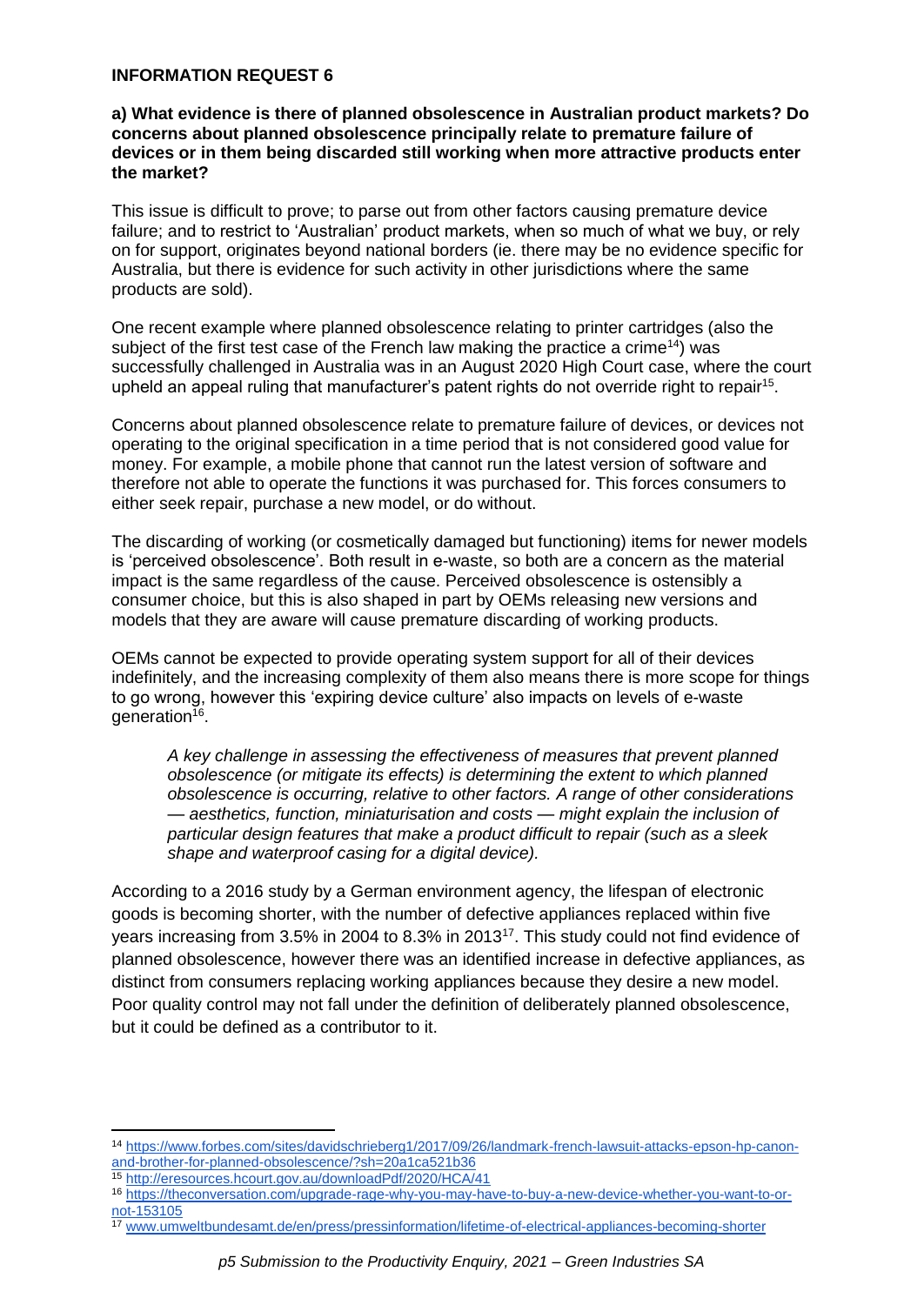**INFORMATION REQUEST 6**

**a) What evidence is there of planned obsolescence in Australian product markets? Do concerns about planned obsolescence principally relate to premature failure of devices or in them being discarded still working when more attractive products enter the market?**

This issue is difficult to prove; to parse out from other factors causing premature device failure; and to restrict to 'Australian' product markets, when so much of what we buy, or rely on for support, originates beyond national borders (ie. there may be no evidence specific for Australia, but there is evidence for such activity in other jurisdictions where the same products are sold).

One recent example where planned obsolescence relating to printer cartridges (also the subject of the first test case of the French law making the practice a crime[14]) was successfully challenged in Australia was in an August 2020 High Court case, where the court upheld an appeal ruling that manufacturer's patent rights do not override right to repair[15].

Concerns about planned obsolescence relate to premature failure of devices, or devices not operating to the original specification in a time period that is not considered good value for money. For example, a mobile phone that cannot run the latest version of software and therefore not able to operate the functions it was purchased for. This forces consumers to either seek repair, purchase a new model, or do without.

The discarding of working (or cosmetically damaged but functioning) items for newer models is 'perceived obsolescence'. Both result in e-waste, so both are a concern as the material impact is the same regardless of the cause. Perceived obsolescence is ostensibly a consumer choice, but this is also shaped in part by OEMs releasing new versions and models that they are aware will cause premature discarding of working products.

OEMs cannot be expected to provide operating system support for all of their devices indefinitely, and the increasing complexity of them also means there is more scope for things to go wrong, however this 'expiring device culture' also impacts on levels of e-waste generation[16].

> *A key challenge in assessing the effectiveness of measures that prevent planned obsolescence (or mitigate its effects) is determining the extent to which planned obsolescence is occurring, relative to other factors. A range of other considerations — aesthetics, function, miniaturisation and costs — might explain the inclusion of particular design features that make a product difficult to repair (such as a sleek shape and waterproof casing for a digital device).*

According to a 2016 study by a German environment agency, the lifespan of electronic goods is becoming shorter, with the number of defective appliances replaced within five years increasing from 3.5% in 2004 to 8.3% in 2013[17]. This study could not find evidence of planned obsolescence, however there was an identified increase in defective appliances, as distinct from consumers replacing working appliances because they desire a new model. Poor quality control may not fall under the definition of deliberately planned obsolescence, but it could be defined as a contributor to it.

---

[14] https://www.forbes.com/sites/davidschrieberg1/2017/09/26/landmark-french-lawsuit-attacks-epson-hp-canon-and-brother-for-planned-obsolescence/?sh=20a1ca521b36

[15] http://eresources.hcourt.gov.au/downloadPdf/2020/HCA/41

[16] https://theconversation.com/upgrade-rage-why-you-may-have-to-buy-a-new-device-whether-you-want-to-or-not-153105

[17] www.umweltbundesamt.de/en/press/pressinformation/lifetime-of-electrical-appliances-becoming-shorter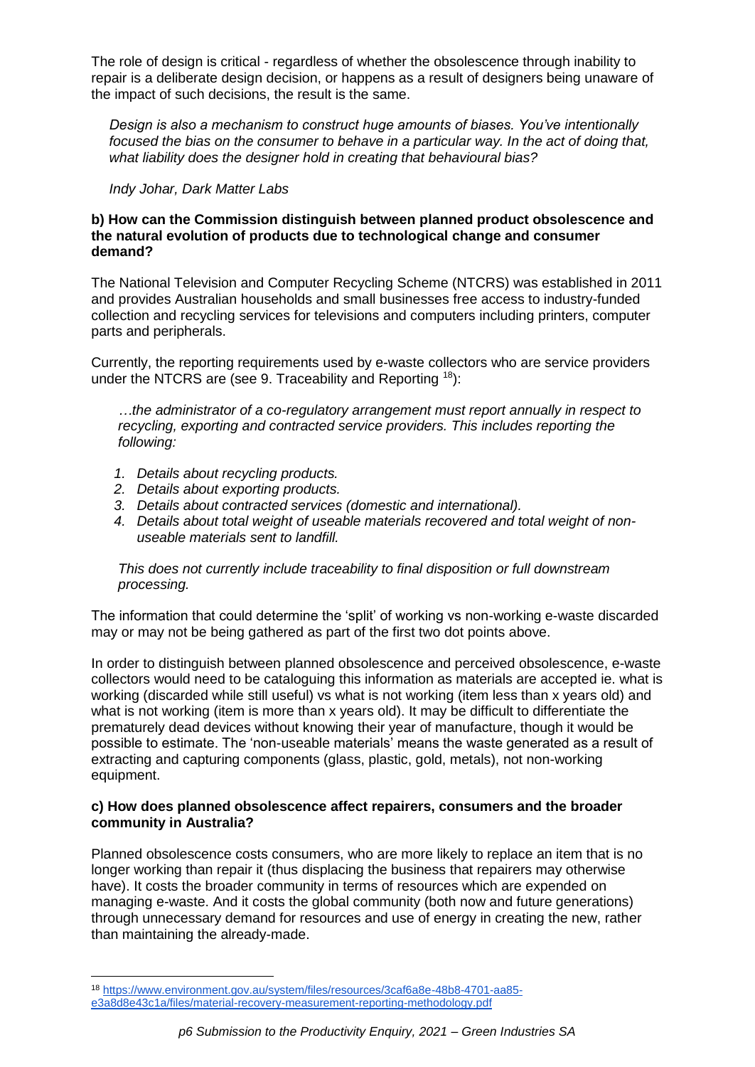The role of design is critical - regardless of whether the obsolescence through inability to repair is a deliberate design decision, or happens as a result of designers being unaware of the impact of such decisions, the result is the same.

> *Design is also a mechanism to construct huge amounts of biases. You've intentionally focused the bias on the consumer to behave in a particular way. In the act of doing that, what liability does the designer hold in creating that behavioural bias?*
>
> *Indy Johar, Dark Matter Labs*

**b) How can the Commission distinguish between planned product obsolescence and the natural evolution of products due to technological change and consumer demand?**

The National Television and Computer Recycling Scheme (NTCRS) was established in 2011 and provides Australian households and small businesses free access to industry-funded collection and recycling services for televisions and computers including printers, computer parts and peripherals.

Currently, the reporting requirements used by e-waste collectors who are service providers under the NTCRS are (see 9. Traceability and Reporting [18]):

> *…the administrator of a co-regulatory arrangement must report annually in respect to recycling, exporting and contracted service providers. This includes reporting the following:*
>
> 1. *Details about recycling products.*
> 2. *Details about exporting products.*
> 3. *Details about contracted services (domestic and international).*
> 4. *Details about total weight of useable materials recovered and total weight of non-useable materials sent to landfill.*
>
> *This does not currently include traceability to final disposition or full downstream processing.*

The information that could determine the 'split' of working vs non-working e-waste discarded may or may not be being gathered as part of the first two dot points above.

In order to distinguish between planned obsolescence and perceived obsolescence, e-waste collectors would need to be cataloguing this information as materials are accepted ie. what is working (discarded while still useful) vs what is not working (item less than x years old) and what is not working (item is more than x years old). It may be difficult to differentiate the prematurely dead devices without knowing their year of manufacture, though it would be possible to estimate. The 'non-useable materials' means the waste generated as a result of extracting and capturing components (glass, plastic, gold, metals), not non-working equipment.

**c) How does planned obsolescence affect repairers, consumers and the broader community in Australia?**

Planned obsolescence costs consumers, who are more likely to replace an item that is no longer working than repair it (thus displacing the business that repairers may otherwise have). It costs the broader community in terms of resources which are expended on managing e-waste. And it costs the global community (both now and future generations) through unnecessary demand for resources and use of energy in creating the new, rather than maintaining the already-made.

---

[18] https://www.environment.gov.au/system/files/resources/3caf6a8e-48b8-4701-aa85-e3a8d8e43c1a/files/material-recovery-measurement-reporting-methodology.pdf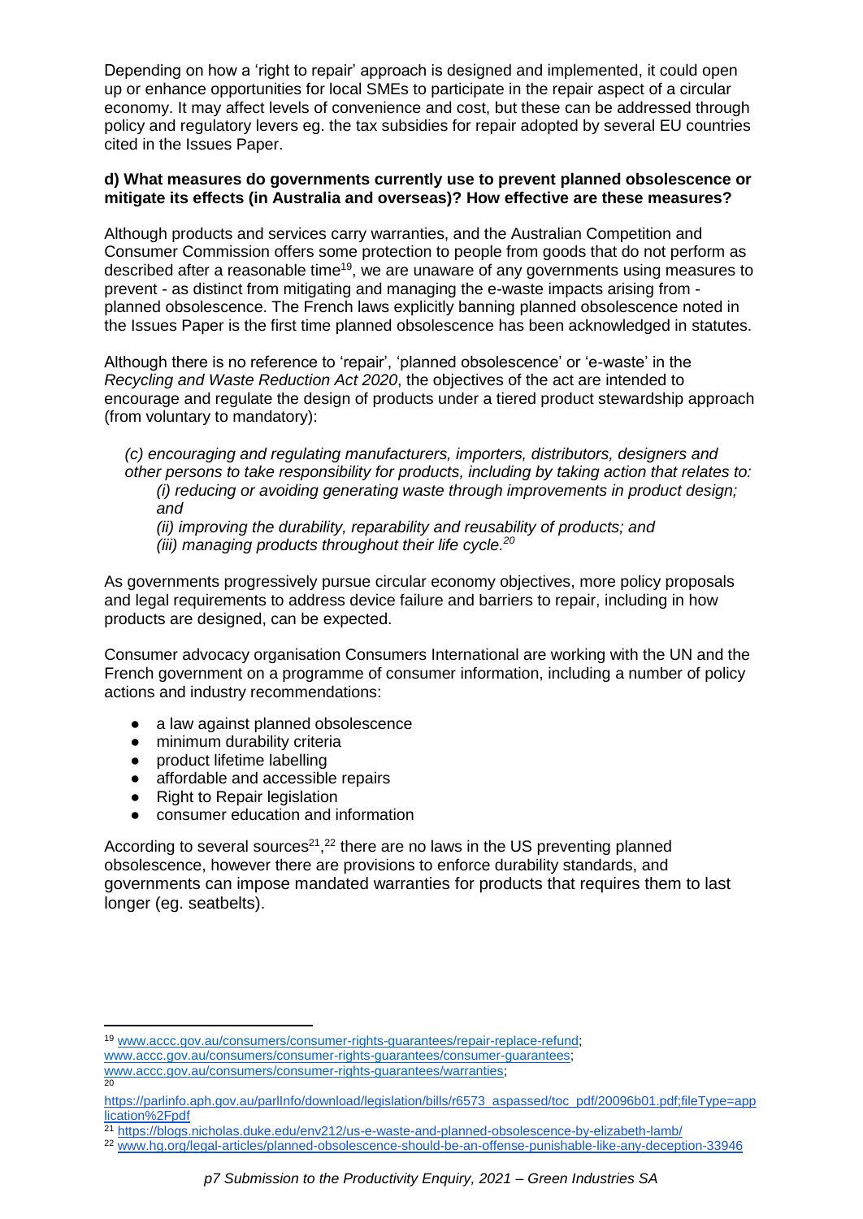Depending on how a 'right to repair' approach is designed and implemented, it could open up or enhance opportunities for local SMEs to participate in the repair aspect of a circular economy. It may affect levels of convenience and cost, but these can be addressed through policy and regulatory levers eg. the tax subsidies for repair adopted by several EU countries cited in the Issues Paper.

**d) What measures do governments currently use to prevent planned obsolescence or mitigate its effects (in Australia and overseas)? How effective are these measures?**

Although products and services carry warranties, and the Australian Competition and Consumer Commission offers some protection to people from goods that do not perform as described after a reasonable time[19], we are unaware of any governments using measures to prevent - as distinct from mitigating and managing the e-waste impacts arising from - planned obsolescence. The French laws explicitly banning planned obsolescence noted in the Issues Paper is the first time planned obsolescence has been acknowledged in statutes.

Although there is no reference to 'repair', 'planned obsolescence' or 'e-waste' in the *Recycling and Waste Reduction Act 2020*, the objectives of the act are intended to encourage and regulate the design of products under a tiered product stewardship approach (from voluntary to mandatory):

> *(c) encouraging and regulating manufacturers, importers, distributors, designers and other persons to take responsibility for products, including by taking action that relates to:*
>
> *(i) reducing or avoiding generating waste through improvements in product design; and*
>
> *(ii) improving the durability, reparability and reusability of products; and*
>
> *(iii) managing products throughout their life cycle.*[20]

As governments progressively pursue circular economy objectives, more policy proposals and legal requirements to address device failure and barriers to repair, including in how products are designed, can be expected.

Consumer advocacy organisation Consumers International are working with the UN and the French government on a programme of consumer information, including a number of policy actions and industry recommendations:

- a law against planned obsolescence
- minimum durability criteria
- product lifetime labelling
- affordable and accessible repairs
- Right to Repair legislation
- consumer education and information

According to several sources[21,22] there are no laws in the US preventing planned obsolescence, however there are provisions to enforce durability standards, and governments can impose mandated warranties for products that requires them to last longer (eg. seatbelts).

---

[19] www.accc.gov.au/consumers/consumer-rights-guarantees/repair-replace-refund; www.accc.gov.au/consumers/consumer-rights-guarantees/consumer-guarantees; www.accc.gov.au/consumers/consumer-rights-guarantees/warranties;

[20] https://parlinfo.aph.gov.au/parlInfo/download/legislation/bills/r6573_aspassed/toc_pdf/20096b01.pdf;fileType=application%2Fpdf

[21] https://blogs.nicholas.duke.edu/env212/us-e-waste-and-planned-obsolescence-by-elizabeth-lamb/

[22] www.hg.org/legal-articles/planned-obsolescence-should-be-an-offense-punishable-like-any-deception-33946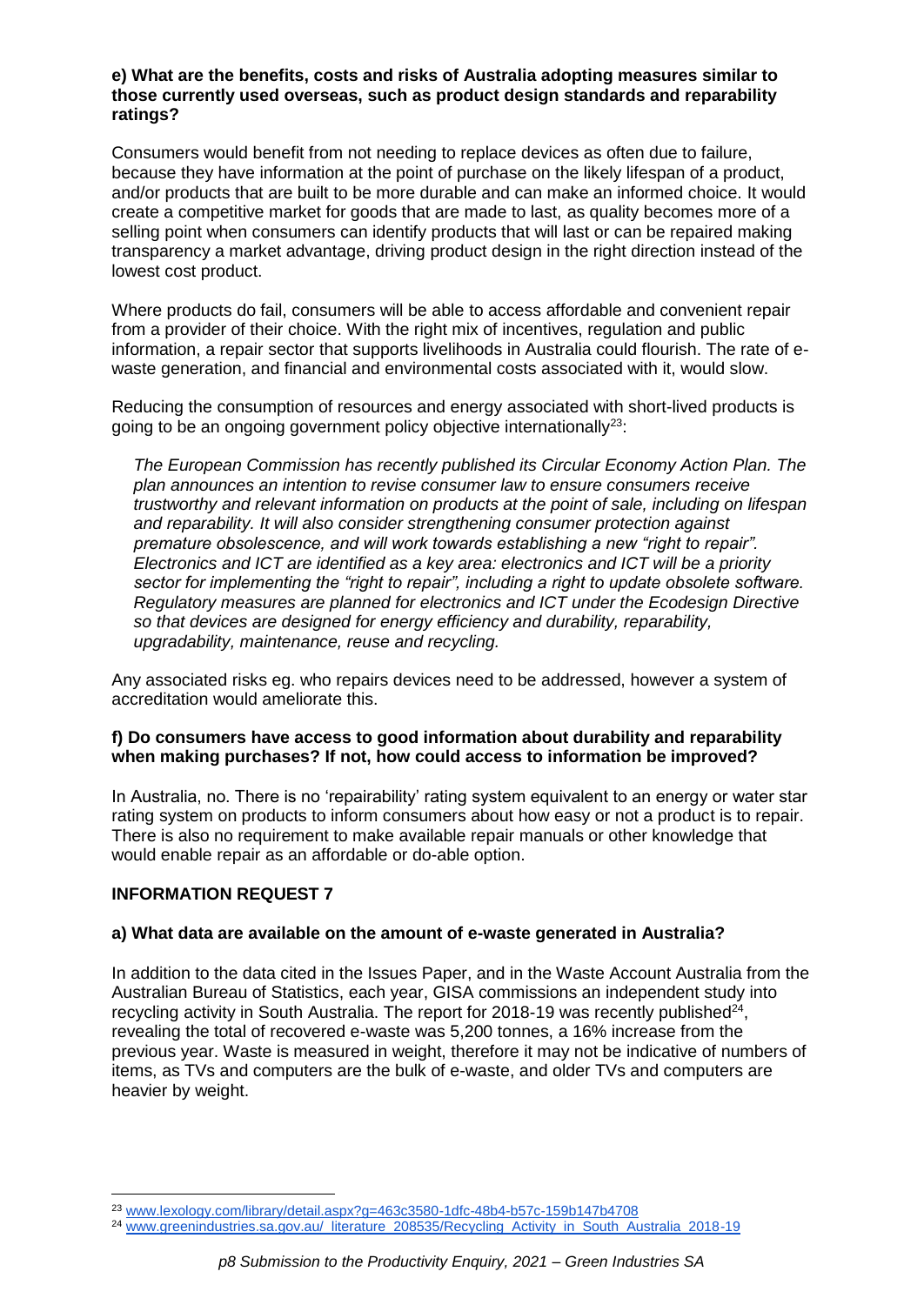**e) What are the benefits, costs and risks of Australia adopting measures similar to those currently used overseas, such as product design standards and reparability ratings?**

Consumers would benefit from not needing to replace devices as often due to failure, because they have information at the point of purchase on the likely lifespan of a product, and/or products that are built to be more durable and can make an informed choice. It would create a competitive market for goods that are made to last, as quality becomes more of a selling point when consumers can identify products that will last or can be repaired making transparency a market advantage, driving product design in the right direction instead of the lowest cost product.

Where products do fail, consumers will be able to access affordable and convenient repair from a provider of their choice. With the right mix of incentives, regulation and public information, a repair sector that supports livelihoods in Australia could flourish. The rate of e-waste generation, and financial and environmental costs associated with it, would slow.

Reducing the consumption of resources and energy associated with short-lived products is going to be an ongoing government policy objective internationally[23]:

> *The European Commission has recently published its Circular Economy Action Plan. The plan announces an intention to revise consumer law to ensure consumers receive trustworthy and relevant information on products at the point of sale, including on lifespan and reparability. It will also consider strengthening consumer protection against premature obsolescence, and will work towards establishing a new "right to repair". Electronics and ICT are identified as a key area: electronics and ICT will be a priority sector for implementing the "right to repair", including a right to update obsolete software. Regulatory measures are planned for electronics and ICT under the Ecodesign Directive so that devices are designed for energy efficiency and durability, reparability, upgradability, maintenance, reuse and recycling.*

Any associated risks eg. who repairs devices need to be addressed, however a system of accreditation would ameliorate this.

**f) Do consumers have access to good information about durability and reparability when making purchases? If not, how could access to information be improved?**

In Australia, no. There is no 'repairability' rating system equivalent to an energy or water star rating system on products to inform consumers about how easy or not a product is to repair. There is also no requirement to make available repair manuals or other knowledge that would enable repair as an affordable or do-able option.

## INFORMATION REQUEST 7

**a) What data are available on the amount of e-waste generated in Australia?**

In addition to the data cited in the Issues Paper, and in the Waste Account Australia from the Australian Bureau of Statistics, each year, GISA commissions an independent study into recycling activity in South Australia. The report for 2018-19 was recently published[24], revealing the total of recovered e-waste was 5,200 tonnes, a 16% increase from the previous year. Waste is measured in weight, therefore it may not be indicative of numbers of items, as TVs and computers are the bulk of e-waste, and older TVs and computers are heavier by weight.

---

[23] www.lexology.com/library/detail.aspx?g=463c3580-1dfc-48b4-b57c-159b147b4708

[24] www.greenindustries.sa.gov.au/_literature_208535/Recycling_Activity_in_South_Australia_2018-19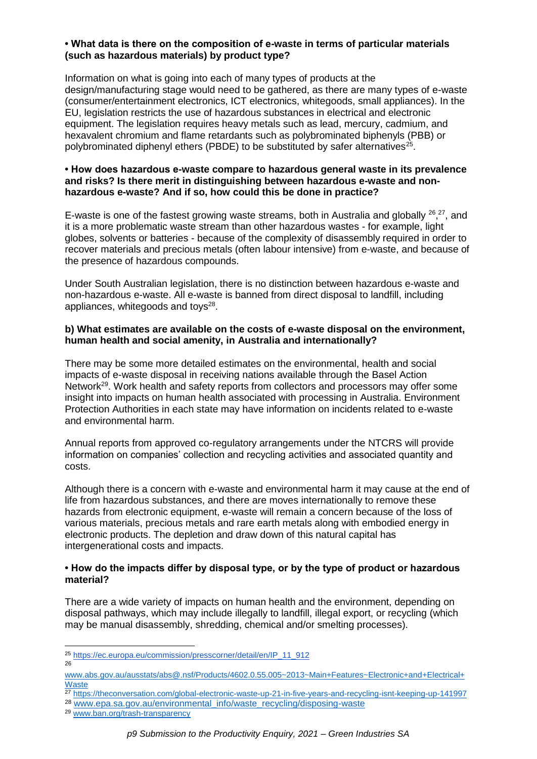**• What data is there on the composition of e-waste in terms of particular materials (such as hazardous materials) by product type?**

Information on what is going into each of many types of products at the design/manufacturing stage would need to be gathered, as there are many types of e-waste (consumer/entertainment electronics, ICT electronics, whitegoods, small appliances). In the EU, legislation restricts the use of hazardous substances in electrical and electronic equipment. The legislation requires heavy metals such as lead, mercury, cadmium, and hexavalent chromium and flame retardants such as polybrominated biphenyls (PBB) or polybrominated diphenyl ethers (PBDE) to be substituted by safer alternatives[25].

**• How does hazardous e-waste compare to hazardous general waste in its prevalence and risks? Is there merit in distinguishing between hazardous e-waste and non-hazardous e-waste? And if so, how could this be done in practice?**

E-waste is one of the fastest growing waste streams, both in Australia and globally [26,27], and it is a more problematic waste stream than other hazardous wastes - for example, light globes, solvents or batteries - because of the complexity of disassembly required in order to recover materials and precious metals (often labour intensive) from e-waste, and because of the presence of hazardous compounds.

Under South Australian legislation, there is no distinction between hazardous e-waste and non-hazardous e-waste. All e-waste is banned from direct disposal to landfill, including appliances, whitegoods and toys[28].

**b) What estimates are available on the costs of e-waste disposal on the environment, human health and social amenity, in Australia and internationally?**

There may be some more detailed estimates on the environmental, health and social impacts of e-waste disposal in receiving nations available through the Basel Action Network[29]. Work health and safety reports from collectors and processors may offer some insight into impacts on human health associated with processing in Australia. Environment Protection Authorities in each state may have information on incidents related to e-waste and environmental harm.

Annual reports from approved co-regulatory arrangements under the NTCRS will provide information on companies' collection and recycling activities and associated quantity and costs.

Although there is a concern with e-waste and environmental harm it may cause at the end of life from hazardous substances, and there are moves internationally to remove these hazards from electronic equipment, e-waste will remain a concern because of the loss of various materials, precious metals and rare earth metals along with embodied energy in electronic products. The depletion and draw down of this natural capital has intergenerational costs and impacts.

**• How do the impacts differ by disposal type, or by the type of product or hazardous material?**

There are a wide variety of impacts on human health and the environment, depending on disposal pathways, which may include illegally to landfill, illegal export, or recycling (which may be manual disassembly, shredding, chemical and/or smelting processes).

---

[25] https://ec.europa.eu/commission/presscorner/detail/en/IP_11_912

[26] www.abs.gov.au/ausstats/abs@.nsf/Products/4602.0.55.005~2013~Main+Features~Electronic+and+Electrical+Waste

[27] https://theconversation.com/global-electronic-waste-up-21-in-five-years-and-recycling-isnt-keeping-up-141997

[28] www.epa.sa.gov.au/environmental_info/waste_recycling/disposing-waste

[29] www.ban.org/trash-transparency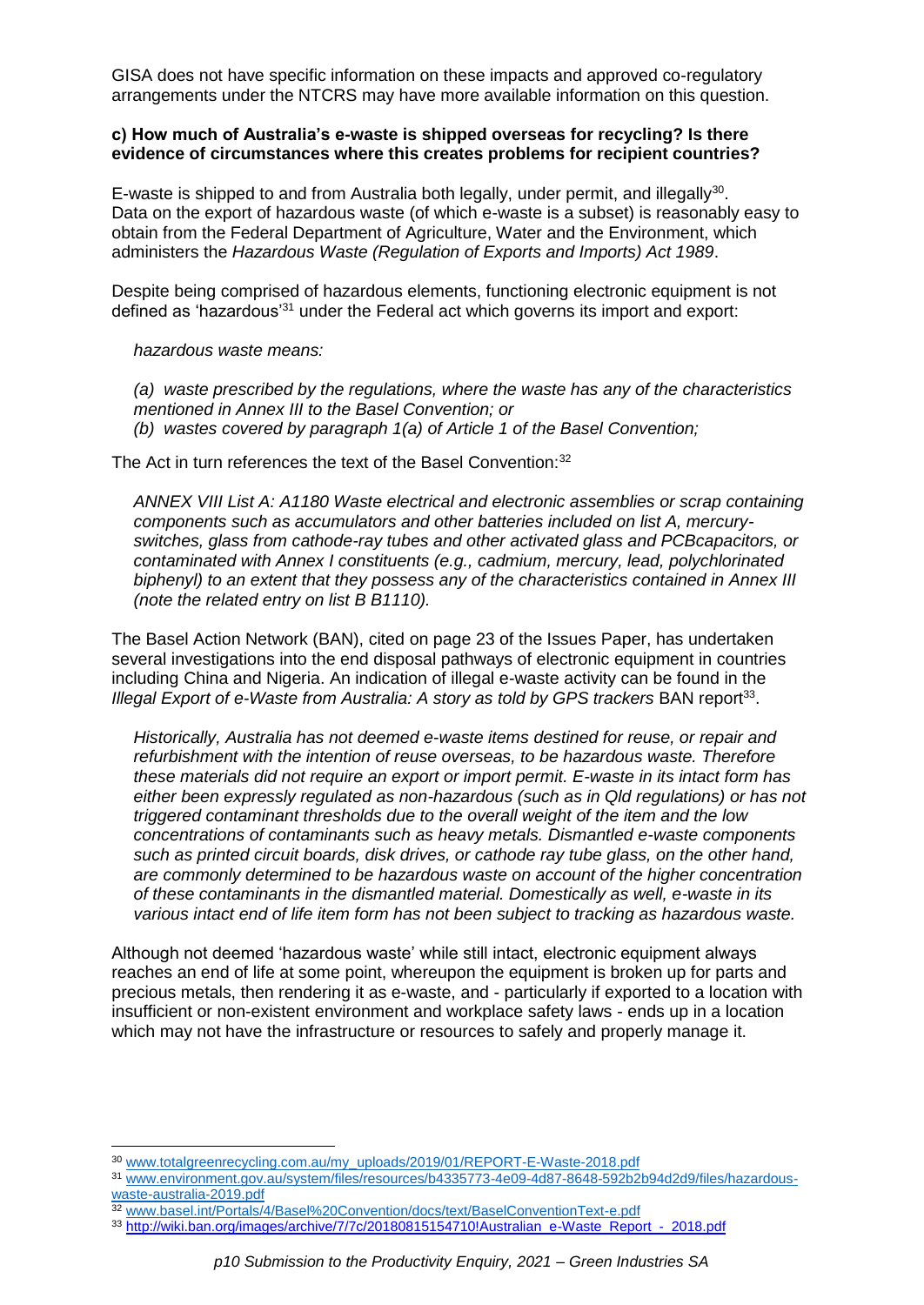GISA does not have specific information on these impacts and approved co-regulatory arrangements under the NTCRS may have more available information on this question.

**c) How much of Australia's e-waste is shipped overseas for recycling? Is there evidence of circumstances where this creates problems for recipient countries?**

E-waste is shipped to and from Australia both legally, under permit, and illegally[30]. Data on the export of hazardous waste (of which e-waste is a subset) is reasonably easy to obtain from the Federal Department of Agriculture, Water and the Environment, which administers the *Hazardous Waste (Regulation of Exports and Imports) Act 1989*.

Despite being comprised of hazardous elements, functioning electronic equipment is not defined as 'hazardous'[31] under the Federal act which governs its import and export:

> *hazardous waste means:*
>
> *(a) waste prescribed by the regulations, where the waste has any of the characteristics mentioned in Annex III to the Basel Convention; or*
> *(b) wastes covered by paragraph 1(a) of Article 1 of the Basel Convention;*

The Act in turn references the text of the Basel Convention:[32]

> *ANNEX VIII List A: A1180 Waste electrical and electronic assemblies or scrap containing components such as accumulators and other batteries included on list A, mercury-switches, glass from cathode-ray tubes and other activated glass and PCBcapacitors, or contaminated with Annex I constituents (e.g., cadmium, mercury, lead, polychlorinated biphenyl) to an extent that they possess any of the characteristics contained in Annex III (note the related entry on list B B1110).*

The Basel Action Network (BAN), cited on page 23 of the Issues Paper, has undertaken several investigations into the end disposal pathways of electronic equipment in countries including China and Nigeria. An indication of illegal e-waste activity can be found in the *Illegal Export of e-Waste from Australia: A story as told by GPS trackers* BAN report[33].

> *Historically, Australia has not deemed e-waste items destined for reuse, or repair and refurbishment with the intention of reuse overseas, to be hazardous waste. Therefore these materials did not require an export or import permit. E-waste in its intact form has either been expressly regulated as non-hazardous (such as in Qld regulations) or has not triggered contaminant thresholds due to the overall weight of the item and the low concentrations of contaminants such as heavy metals. Dismantled e-waste components such as printed circuit boards, disk drives, or cathode ray tube glass, on the other hand, are commonly determined to be hazardous waste on account of the higher concentration of these contaminants in the dismantled material. Domestically as well, e-waste in its various intact end of life item form has not been subject to tracking as hazardous waste.*

Although not deemed 'hazardous waste' while still intact, electronic equipment always reaches an end of life at some point, whereupon the equipment is broken up for parts and precious metals, then rendering it as e-waste, and - particularly if exported to a location with insufficient or non-existent environment and workplace safety laws - ends up in a location which may not have the infrastructure or resources to safely and properly manage it.

---

[30] www.totalgreenrecycling.com.au/my_uploads/2019/01/REPORT-E-Waste-2018.pdf

[31] www.environment.gov.au/system/files/resources/b4335773-4e09-4d87-8648-592b2b94d2d9/files/hazardous-waste-australia-2019.pdf

[32] www.basel.int/Portals/4/Basel%20Convention/docs/text/BaselConventionText-e.pdf

[33] http://wiki.ban.org/images/archive/7/7c/20180815154710!Australian_e-Waste_Report_-_2018.pdf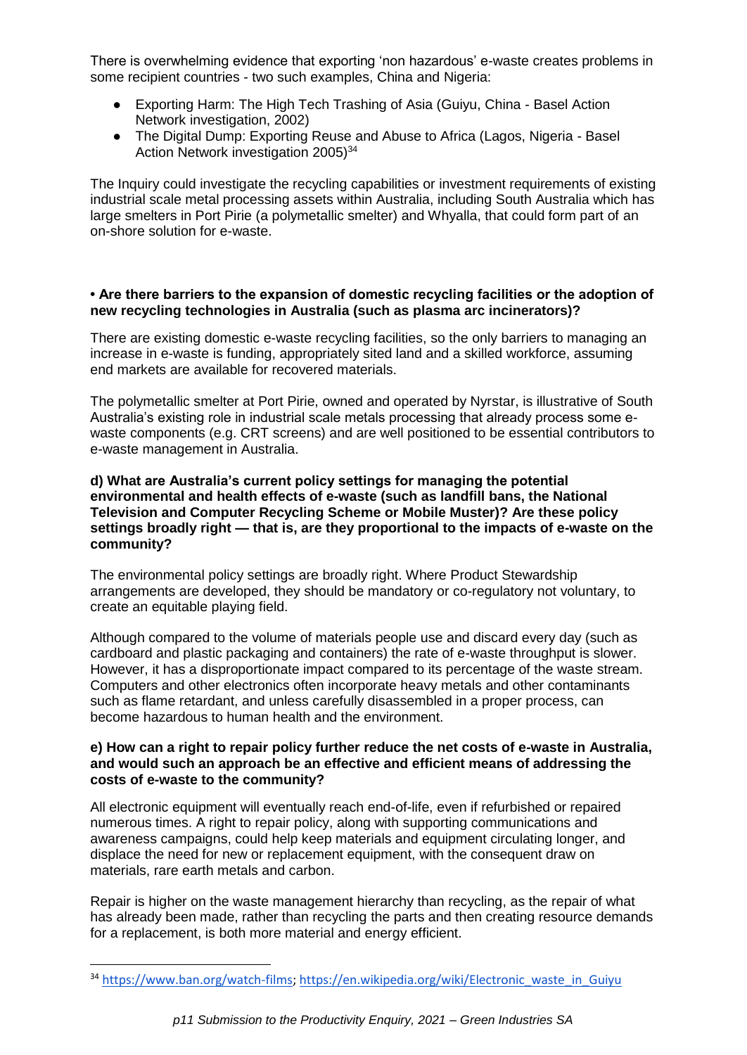There is overwhelming evidence that exporting 'non hazardous' e-waste creates problems in some recipient countries - two such examples, China and Nigeria:

- Exporting Harm: The High Tech Trashing of Asia (Guiyu, China - Basel Action Network investigation, 2002)
- The Digital Dump: Exporting Reuse and Abuse to Africa (Lagos, Nigeria - Basel Action Network investigation 2005)[34]

The Inquiry could investigate the recycling capabilities or investment requirements of existing industrial scale metal processing assets within Australia, including South Australia which has large smelters in Port Pirie (a polymetallic smelter) and Whyalla, that could form part of an on-shore solution for e-waste.

**• Are there barriers to the expansion of domestic recycling facilities or the adoption of new recycling technologies in Australia (such as plasma arc incinerators)?**

There are existing domestic e-waste recycling facilities, so the only barriers to managing an increase in e-waste is funding, appropriately sited land and a skilled workforce, assuming end markets are available for recovered materials.

The polymetallic smelter at Port Pirie, owned and operated by Nyrstar, is illustrative of South Australia's existing role in industrial scale metals processing that already process some e-waste components (e.g. CRT screens) and are well positioned to be essential contributors to e-waste management in Australia.

**d) What are Australia's current policy settings for managing the potential environmental and health effects of e-waste (such as landfill bans, the National Television and Computer Recycling Scheme or Mobile Muster)? Are these policy settings broadly right — that is, are they proportional to the impacts of e-waste on the community?**

The environmental policy settings are broadly right. Where Product Stewardship arrangements are developed, they should be mandatory or co-regulatory not voluntary, to create an equitable playing field.

Although compared to the volume of materials people use and discard every day (such as cardboard and plastic packaging and containers) the rate of e-waste throughput is slower. However, it has a disproportionate impact compared to its percentage of the waste stream. Computers and other electronics often incorporate heavy metals and other contaminants such as flame retardant, and unless carefully disassembled in a proper process, can become hazardous to human health and the environment.

**e) How can a right to repair policy further reduce the net costs of e-waste in Australia, and would such an approach be an effective and efficient means of addressing the costs of e-waste to the community?**

All electronic equipment will eventually reach end-of-life, even if refurbished or repaired numerous times. A right to repair policy, along with supporting communications and awareness campaigns, could help keep materials and equipment circulating longer, and displace the need for new or replacement equipment, with the consequent draw on materials, rare earth metals and carbon.

Repair is higher on the waste management hierarchy than recycling, as the repair of what has already been made, rather than recycling the parts and then creating resource demands for a replacement, is both more material and energy efficient.

[34] https://www.ban.org/watch-films; https://en.wikipedia.org/wiki/Electronic_waste_in_Guiyu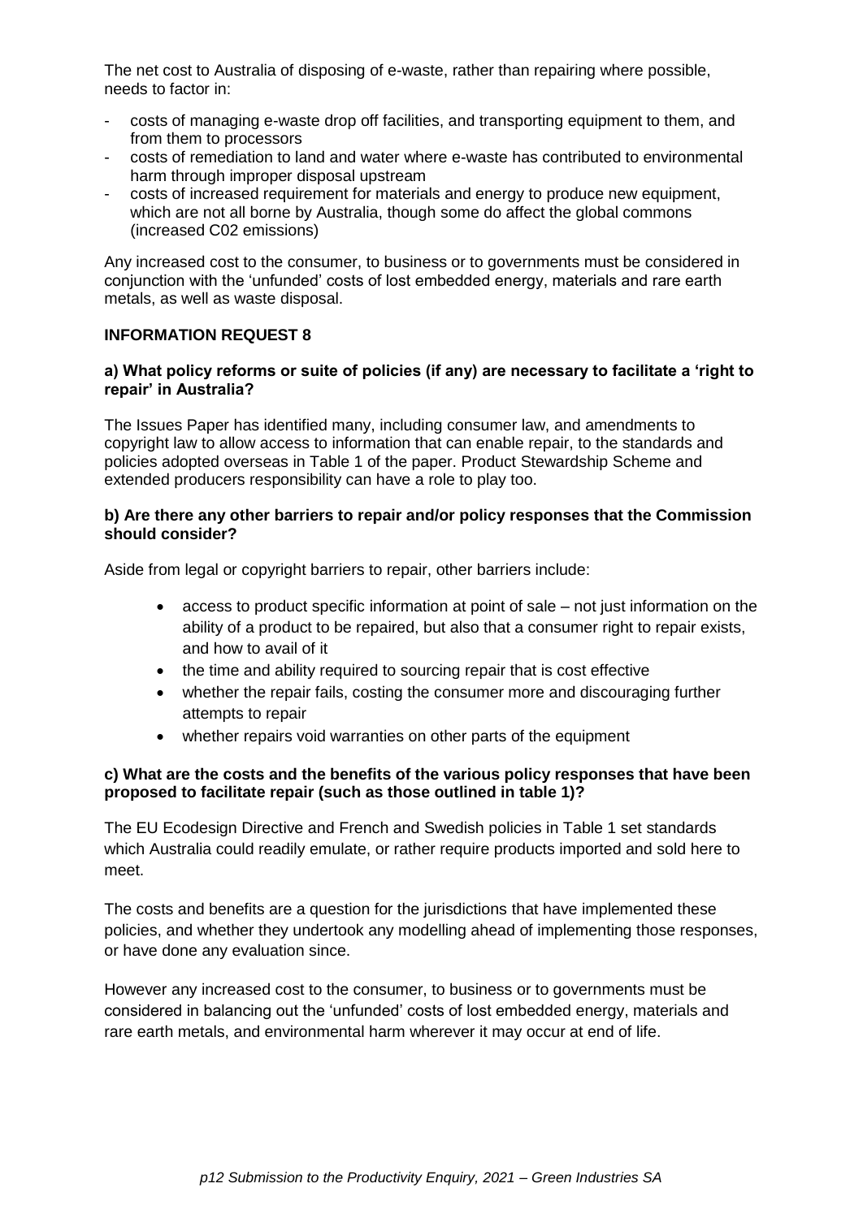The net cost to Australia of disposing of e-waste, rather than repairing where possible, needs to factor in:

- costs of managing e-waste drop off facilities, and transporting equipment to them, and from them to processors
- costs of remediation to land and water where e-waste has contributed to environmental harm through improper disposal upstream
- costs of increased requirement for materials and energy to produce new equipment, which are not all borne by Australia, though some do affect the global commons (increased C02 emissions)

Any increased cost to the consumer, to business or to governments must be considered in conjunction with the 'unfunded' costs of lost embedded energy, materials and rare earth metals, as well as waste disposal.

**INFORMATION REQUEST 8**

**a) What policy reforms or suite of policies (if any) are necessary to facilitate a 'right to repair' in Australia?**

The Issues Paper has identified many, including consumer law, and amendments to copyright law to allow access to information that can enable repair, to the standards and policies adopted overseas in Table 1 of the paper. Product Stewardship Scheme and extended producers responsibility can have a role to play too.

**b) Are there any other barriers to repair and/or policy responses that the Commission should consider?**

Aside from legal or copyright barriers to repair, other barriers include:

- access to product specific information at point of sale – not just information on the ability of a product to be repaired, but also that a consumer right to repair exists, and how to avail of it
- the time and ability required to sourcing repair that is cost effective
- whether the repair fails, costing the consumer more and discouraging further attempts to repair
- whether repairs void warranties on other parts of the equipment

**c) What are the costs and the benefits of the various policy responses that have been proposed to facilitate repair (such as those outlined in table 1)?**

The EU Ecodesign Directive and French and Swedish policies in Table 1 set standards which Australia could readily emulate, or rather require products imported and sold here to meet.

The costs and benefits are a question for the jurisdictions that have implemented these policies, and whether they undertook any modelling ahead of implementing those responses, or have done any evaluation since.

However any increased cost to the consumer, to business or to governments must be considered in balancing out the 'unfunded' costs of lost embedded energy, materials and rare earth metals, and environmental harm wherever it may occur at end of life.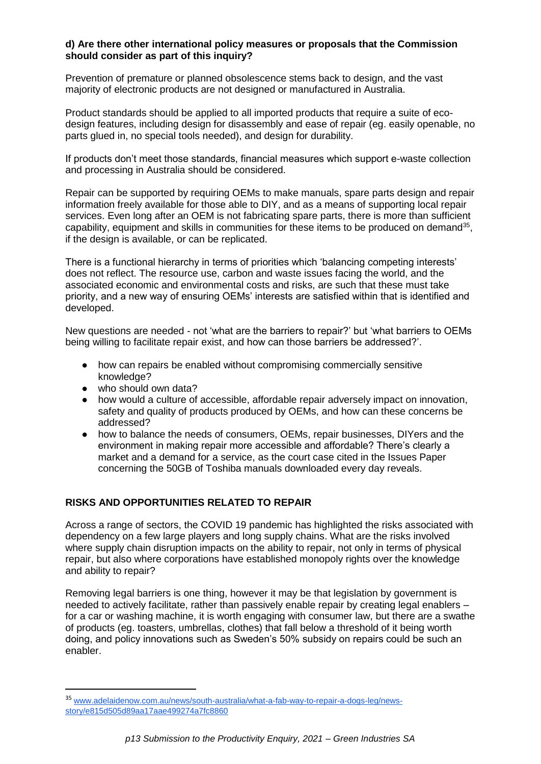**d) Are there other international policy measures or proposals that the Commission should consider as part of this inquiry?**

Prevention of premature or planned obsolescence stems back to design, and the vast majority of electronic products are not designed or manufactured in Australia.

Product standards should be applied to all imported products that require a suite of eco-design features, including design for disassembly and ease of repair (eg. easily openable, no parts glued in, no special tools needed), and design for durability.

If products don't meet those standards, financial measures which support e-waste collection and processing in Australia should be considered.

Repair can be supported by requiring OEMs to make manuals, spare parts design and repair information freely available for those able to DIY, and as a means of supporting local repair services. Even long after an OEM is not fabricating spare parts, there is more than sufficient capability, equipment and skills in communities for these items to be produced on demand[35], if the design is available, or can be replicated.

There is a functional hierarchy in terms of priorities which 'balancing competing interests' does not reflect. The resource use, carbon and waste issues facing the world, and the associated economic and environmental costs and risks, are such that these must take priority, and a new way of ensuring OEMs' interests are satisfied within that is identified and developed.

New questions are needed - not 'what are the barriers to repair?' but 'what barriers to OEMs being willing to facilitate repair exist, and how can those barriers be addressed?'.

- how can repairs be enabled without compromising commercially sensitive knowledge?
- who should own data?
- how would a culture of accessible, affordable repair adversely impact on innovation, safety and quality of products produced by OEMs, and how can these concerns be addressed?
- how to balance the needs of consumers, OEMs, repair businesses, DIYers and the environment in making repair more accessible and affordable? There's clearly a market and a demand for a service, as the court case cited in the Issues Paper concerning the 50GB of Toshiba manuals downloaded every day reveals.

## RISKS AND OPPORTUNITIES RELATED TO REPAIR

Across a range of sectors, the COVID 19 pandemic has highlighted the risks associated with dependency on a few large players and long supply chains. What are the risks involved where supply chain disruption impacts on the ability to repair, not only in terms of physical repair, but also where corporations have established monopoly rights over the knowledge and ability to repair?

Removing legal barriers is one thing, however it may be that legislation by government is needed to actively facilitate, rather than passively enable repair by creating legal enablers – for a car or washing machine, it is worth engaging with consumer law, but there are a swathe of products (eg. toasters, umbrellas, clothes) that fall below a threshold of it being worth doing, and policy innovations such as Sweden's 50% subsidy on repairs could be such an enabler.

[35] www.adelaidenow.com.au/news/south-australia/what-a-fab-way-to-repair-a-dogs-leg/news-story/e815d505d89aa17aae499274a7fc8860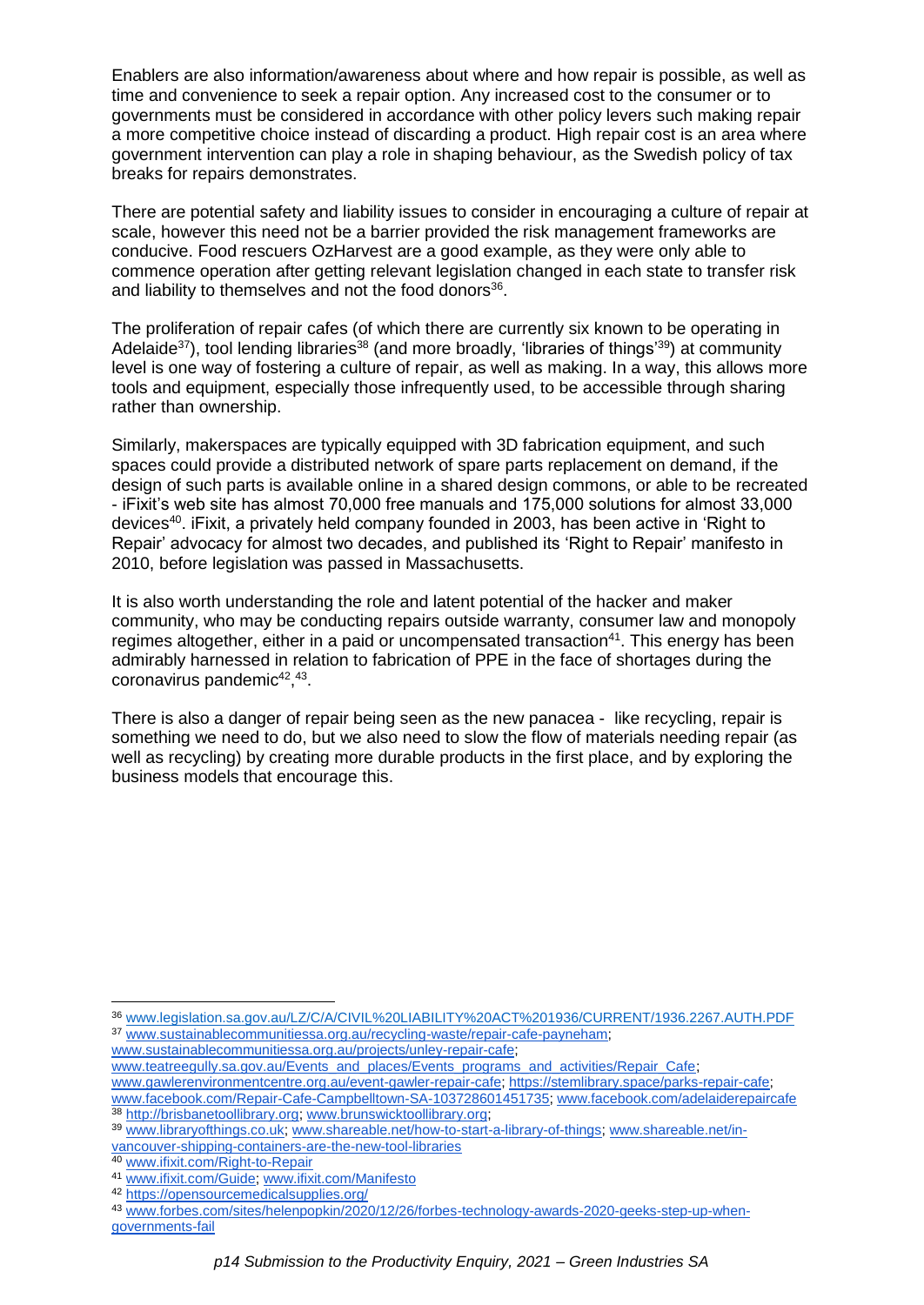Enablers are also information/awareness about where and how repair is possible, as well as time and convenience to seek a repair option. Any increased cost to the consumer or to governments must be considered in accordance with other policy levers such making repair a more competitive choice instead of discarding a product. High repair cost is an area where government intervention can play a role in shaping behaviour, as the Swedish policy of tax breaks for repairs demonstrates.

There are potential safety and liability issues to consider in encouraging a culture of repair at scale, however this need not be a barrier provided the risk management frameworks are conducive. Food rescuers OzHarvest are a good example, as they were only able to commence operation after getting relevant legislation changed in each state to transfer risk and liability to themselves and not the food donors[36].

The proliferation of repair cafes (of which there are currently six known to be operating in Adelaide[37]), tool lending libraries[38] (and more broadly, 'libraries of things'[39]) at community level is one way of fostering a culture of repair, as well as making. In a way, this allows more tools and equipment, especially those infrequently used, to be accessible through sharing rather than ownership.

Similarly, makerspaces are typically equipped with 3D fabrication equipment, and such spaces could provide a distributed network of spare parts replacement on demand, if the design of such parts is available online in a shared design commons, or able to be recreated - iFixit's web site has almost 70,000 free manuals and 175,000 solutions for almost 33,000 devices[40]. iFixit, a privately held company founded in 2003, has been active in 'Right to Repair' advocacy for almost two decades, and published its 'Right to Repair' manifesto in 2010, before legislation was passed in Massachusetts.

It is also worth understanding the role and latent potential of the hacker and maker community, who may be conducting repairs outside warranty, consumer law and monopoly regimes altogether, either in a paid or uncompensated transaction[41]. This energy has been admirably harnessed in relation to fabrication of PPE in the face of shortages during the coronavirus pandemic[42],[43].

There is also a danger of repair being seen as the new panacea - like recycling, repair is something we need to do, but we also need to slow the flow of materials needing repair (as well as recycling) by creating more durable products in the first place, and by exploring the business models that encourage this.

---

[36] www.legislation.sa.gov.au/LZ/C/A/CIVIL%20LIABILITY%20ACT%201936/CURRENT/1936.2267.AUTH.PDF

[37] www.sustainablecommunitiessa.org.au/recycling-waste/repair-cafe-payneham; www.sustainablecommunitiessa.org.au/projects/unley-repair-cafe; www.teatreegully.sa.gov.au/Events_and_places/Events_programs_and_activities/Repair_Cafe; www.gawlerenvironmentcentre.org.au/event-gawler-repair-cafe; https://stemlibrary.space/parks-repair-cafe; www.facebook.com/Repair-Cafe-Campbelltown-SA-103728601451735; www.facebook.com/adelaiderepaircafe

[38] http://brisbanetoollibrary.org; www.brunswicktoollibrary.org;

[39] www.libraryofthings.co.uk; www.shareable.net/how-to-start-a-library-of-things; www.shareable.net/in-vancouver-shipping-containers-are-the-new-tool-libraries

[40] www.ifixit.com/Right-to-Repair

[41] www.ifixit.com/Guide; www.ifixit.com/Manifesto

[42] https://opensourcemedicalsupplies.org/

[43] www.forbes.com/sites/helenpopkin/2020/12/26/forbes-technology-awards-2020-geeks-step-up-when-governments-fail